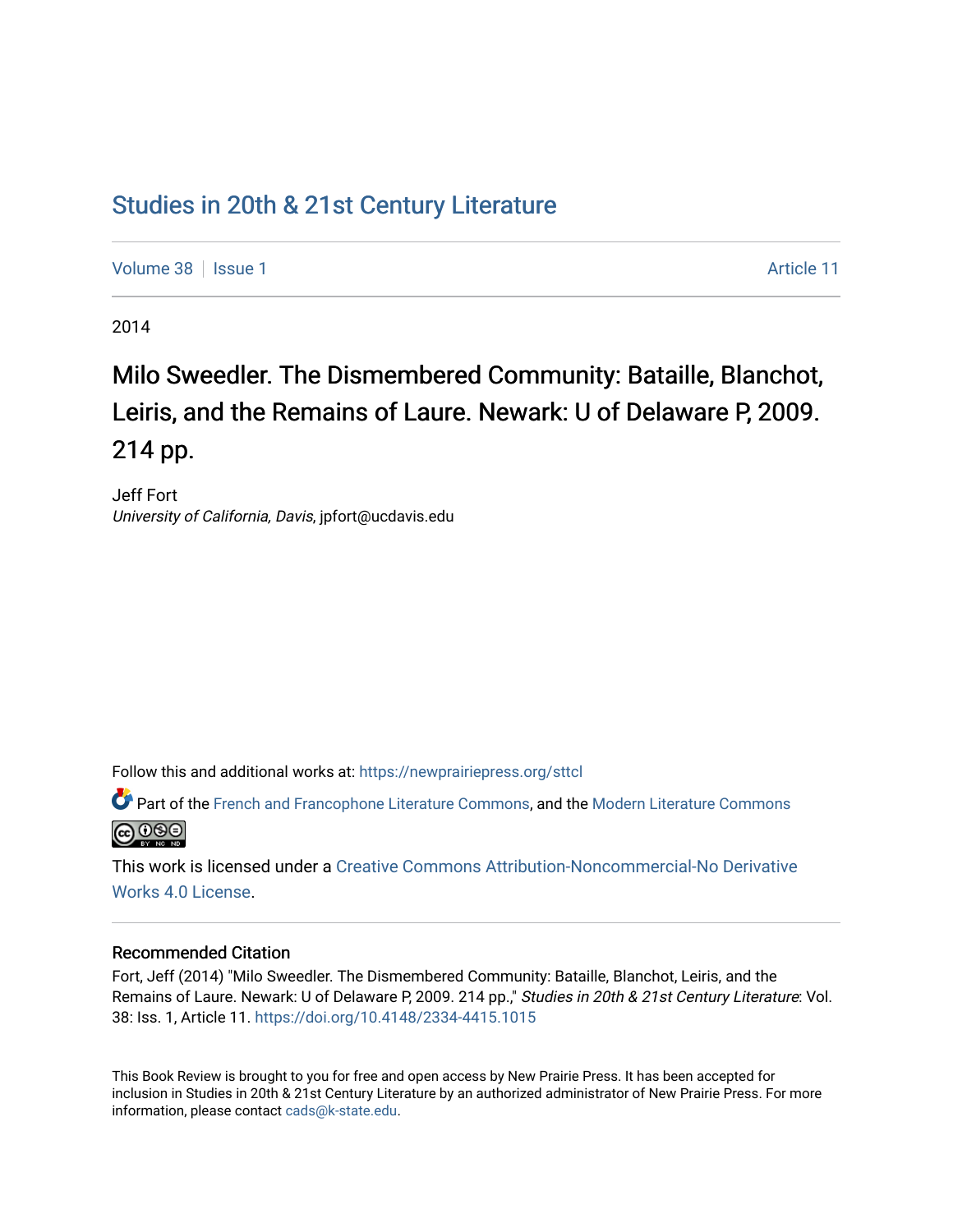# Studies in 20th & 21st Century Literature

Volume 38 | Issue 1 | Article 11

2014

## Milo Sweedler. The Dismembered Community: Bataille, Blanchot, Leiris, and the Remains of Laure. Newark: U of Delaware P, 2009. 214 pp.

Jeff Fort
*University of California, Davis*, jpfort@ucdavis.edu

Follow this and additional works at: https://newprairiepress.org/sttcl

Part of the French and Francophone Literature Commons, and the Modern Literature Commons

This work is licensed under a Creative Commons Attribution-Noncommercial-No Derivative Works 4.0 License.

### Recommended Citation

Fort, Jeff (2014) "Milo Sweedler. The Dismembered Community: Bataille, Blanchot, Leiris, and the Remains of Laure. Newark: U of Delaware P, 2009. 214 pp.," *Studies in 20th & 21st Century Literature*: Vol. 38: Iss. 1, Article 11. https://doi.org/10.4148/2334-4415.1015

This Book Review is brought to you for free and open access by New Prairie Press. It has been accepted for inclusion in Studies in 20th & 21st Century Literature by an authorized administrator of New Prairie Press. For more information, please contact cads@k-state.edu.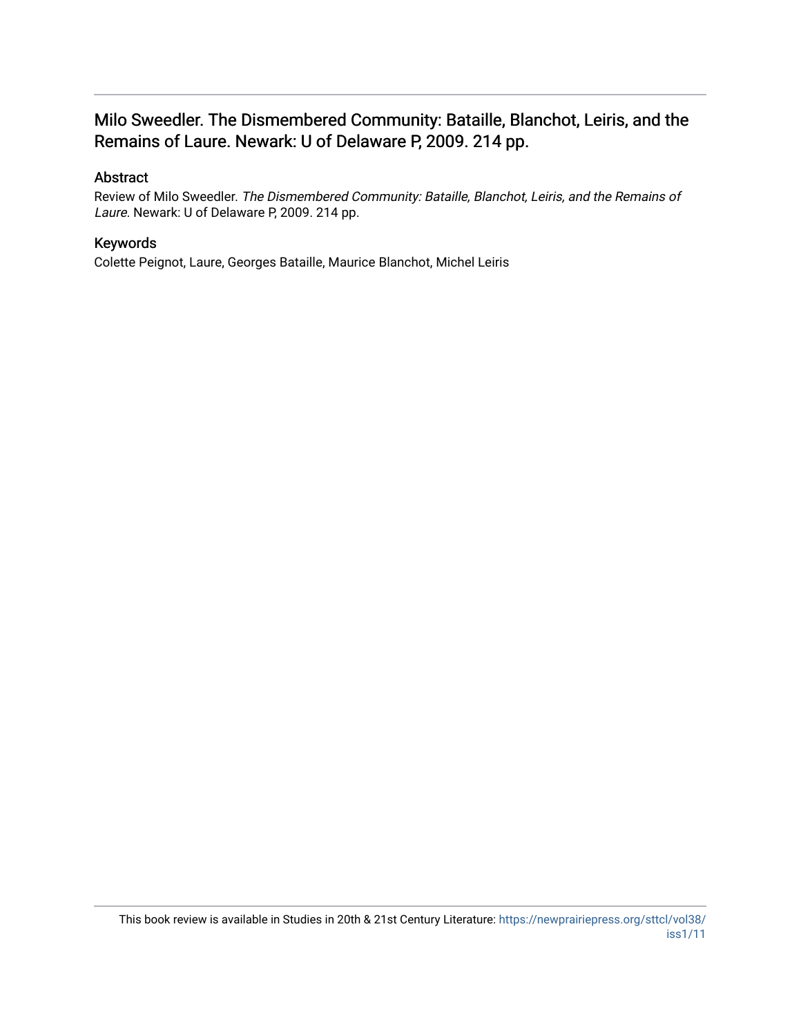# Milo Sweedler. The Dismembered Community: Bataille, Blanchot, Leiris, and the Remains of Laure. Newark: U of Delaware P, 2009. 214 pp.

## Abstract

Review of Milo Sweedler. *The Dismembered Community: Bataille, Blanchot, Leiris, and the Remains of Laure*. Newark: U of Delaware P, 2009. 214 pp.

## Keywords

Colette Peignot, Laure, Georges Bataille, Maurice Blanchot, Michel Leiris

This book review is available in Studies in 20th & 21st Century Literature: https://newprairiepress.org/sttcl/vol38/iss1/11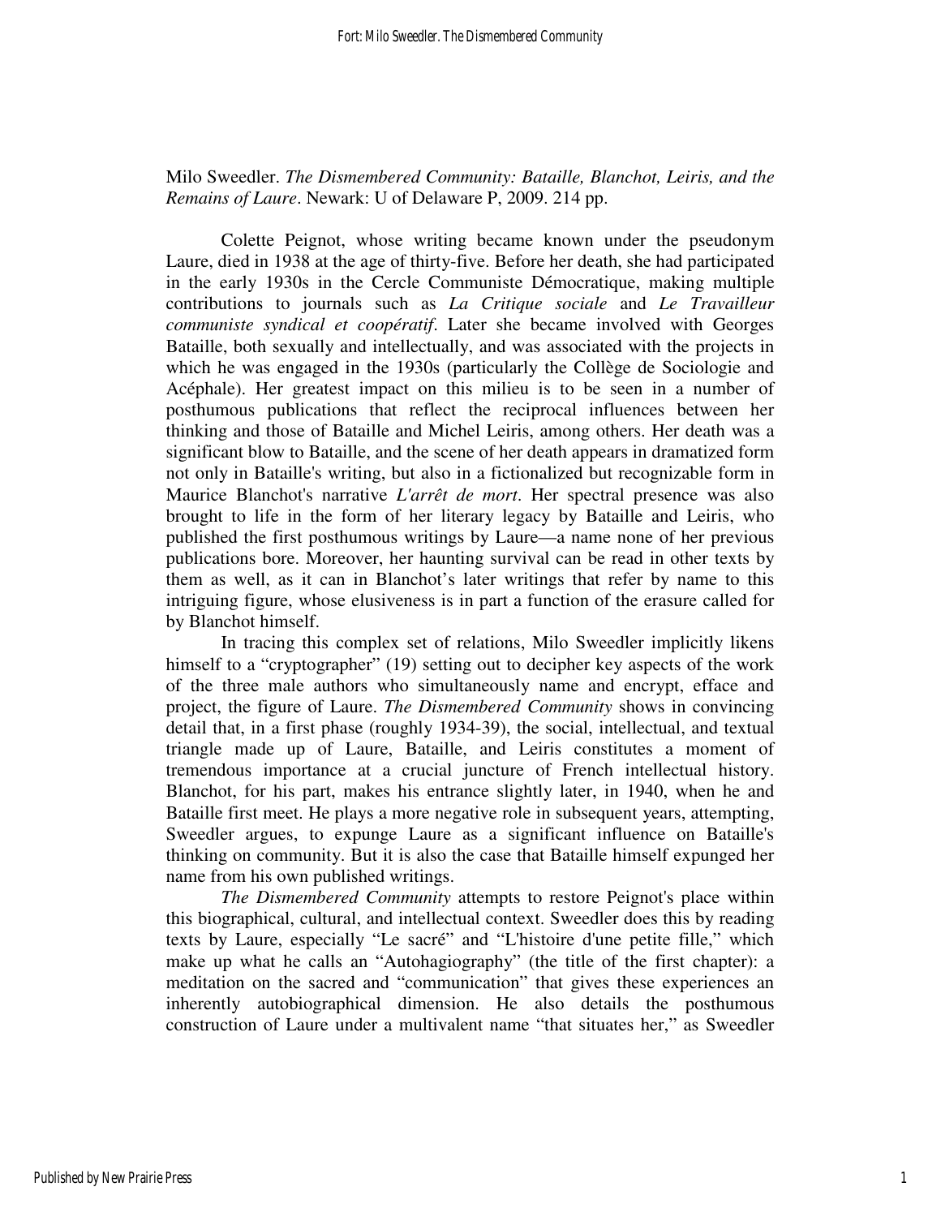Milo Sweedler. *The Dismembered Community: Bataille, Blanchot, Leiris, and the Remains of Laure*. Newark: U of Delaware P, 2009. 214 pp.

Colette Peignot, whose writing became known under the pseudonym Laure, died in 1938 at the age of thirty-five. Before her death, she had participated in the early 1930s in the Cercle Communiste Démocratique, making multiple contributions to journals such as *La Critique sociale* and *Le Travailleur communiste syndical et coopératif*. Later she became involved with Georges Bataille, both sexually and intellectually, and was associated with the projects in which he was engaged in the 1930s (particularly the Collège de Sociologie and Acéphale). Her greatest impact on this milieu is to be seen in a number of posthumous publications that reflect the reciprocal influences between her thinking and those of Bataille and Michel Leiris, among others. Her death was a significant blow to Bataille, and the scene of her death appears in dramatized form not only in Bataille's writing, but also in a fictionalized but recognizable form in Maurice Blanchot's narrative *L'arrêt de mort*. Her spectral presence was also brought to life in the form of her literary legacy by Bataille and Leiris, who published the first posthumous writings by Laure—a name none of her previous publications bore. Moreover, her haunting survival can be read in other texts by them as well, as it can in Blanchot's later writings that refer by name to this intriguing figure, whose elusiveness is in part a function of the erasure called for by Blanchot himself.

In tracing this complex set of relations, Milo Sweedler implicitly likens himself to a "cryptographer" (19) setting out to decipher key aspects of the work of the three male authors who simultaneously name and encrypt, efface and project, the figure of Laure. *The Dismembered Community* shows in convincing detail that, in a first phase (roughly 1934-39), the social, intellectual, and textual triangle made up of Laure, Bataille, and Leiris constitutes a moment of tremendous importance at a crucial juncture of French intellectual history. Blanchot, for his part, makes his entrance slightly later, in 1940, when he and Bataille first meet. He plays a more negative role in subsequent years, attempting, Sweedler argues, to expunge Laure as a significant influence on Bataille's thinking on community. But it is also the case that Bataille himself expunged her name from his own published writings.

*The Dismembered Community* attempts to restore Peignot's place within this biographical, cultural, and intellectual context. Sweedler does this by reading texts by Laure, especially "Le sacré" and "L'histoire d'une petite fille," which make up what he calls an "Autohagiography" (the title of the first chapter): a meditation on the sacred and "communication" that gives these experiences an inherently autobiographical dimension. He also details the posthumous construction of Laure under a multivalent name "that situates her," as Sweedler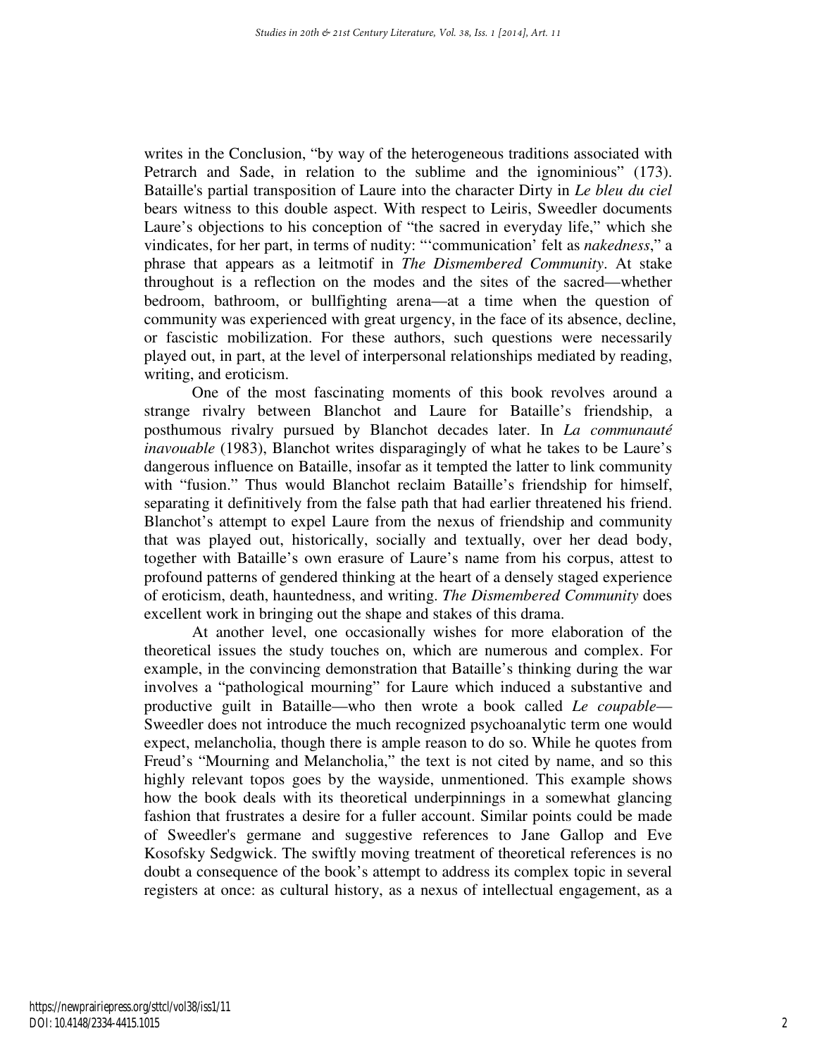writes in the Conclusion, "by way of the heterogeneous traditions associated with Petrarch and Sade, in relation to the sublime and the ignominious" (173). Bataille's partial transposition of Laure into the character Dirty in *Le bleu du ciel* bears witness to this double aspect. With respect to Leiris, Sweedler documents Laure's objections to his conception of "the sacred in everyday life," which she vindicates, for her part, in terms of nudity: "'communication' felt as *nakedness*," a phrase that appears as a leitmotif in *The Dismembered Community*. At stake throughout is a reflection on the modes and the sites of the sacred—whether bedroom, bathroom, or bullfighting arena—at a time when the question of community was experienced with great urgency, in the face of its absence, decline, or fascistic mobilization. For these authors, such questions were necessarily played out, in part, at the level of interpersonal relationships mediated by reading, writing, and eroticism.

One of the most fascinating moments of this book revolves around a strange rivalry between Blanchot and Laure for Bataille's friendship, a posthumous rivalry pursued by Blanchot decades later. In *La communauté inavouable* (1983), Blanchot writes disparagingly of what he takes to be Laure's dangerous influence on Bataille, insofar as it tempted the latter to link community with "fusion." Thus would Blanchot reclaim Bataille's friendship for himself, separating it definitively from the false path that had earlier threatened his friend. Blanchot's attempt to expel Laure from the nexus of friendship and community that was played out, historically, socially and textually, over her dead body, together with Bataille's own erasure of Laure's name from his corpus, attest to profound patterns of gendered thinking at the heart of a densely staged experience of eroticism, death, hauntedness, and writing. *The Dismembered Community* does excellent work in bringing out the shape and stakes of this drama.

At another level, one occasionally wishes for more elaboration of the theoretical issues the study touches on, which are numerous and complex. For example, in the convincing demonstration that Bataille's thinking during the war involves a "pathological mourning" for Laure which induced a substantive and productive guilt in Bataille—who then wrote a book called *Le coupable*—Sweedler does not introduce the much recognized psychoanalytic term one would expect, melancholia, though there is ample reason to do so. While he quotes from Freud's "Mourning and Melancholia," the text is not cited by name, and so this highly relevant topos goes by the wayside, unmentioned. This example shows how the book deals with its theoretical underpinnings in a somewhat glancing fashion that frustrates a desire for a fuller account. Similar points could be made of Sweedler's germane and suggestive references to Jane Gallop and Eve Kosofsky Sedgwick. The swiftly moving treatment of theoretical references is no doubt a consequence of the book's attempt to address its complex topic in several registers at once: as cultural history, as a nexus of intellectual engagement, as a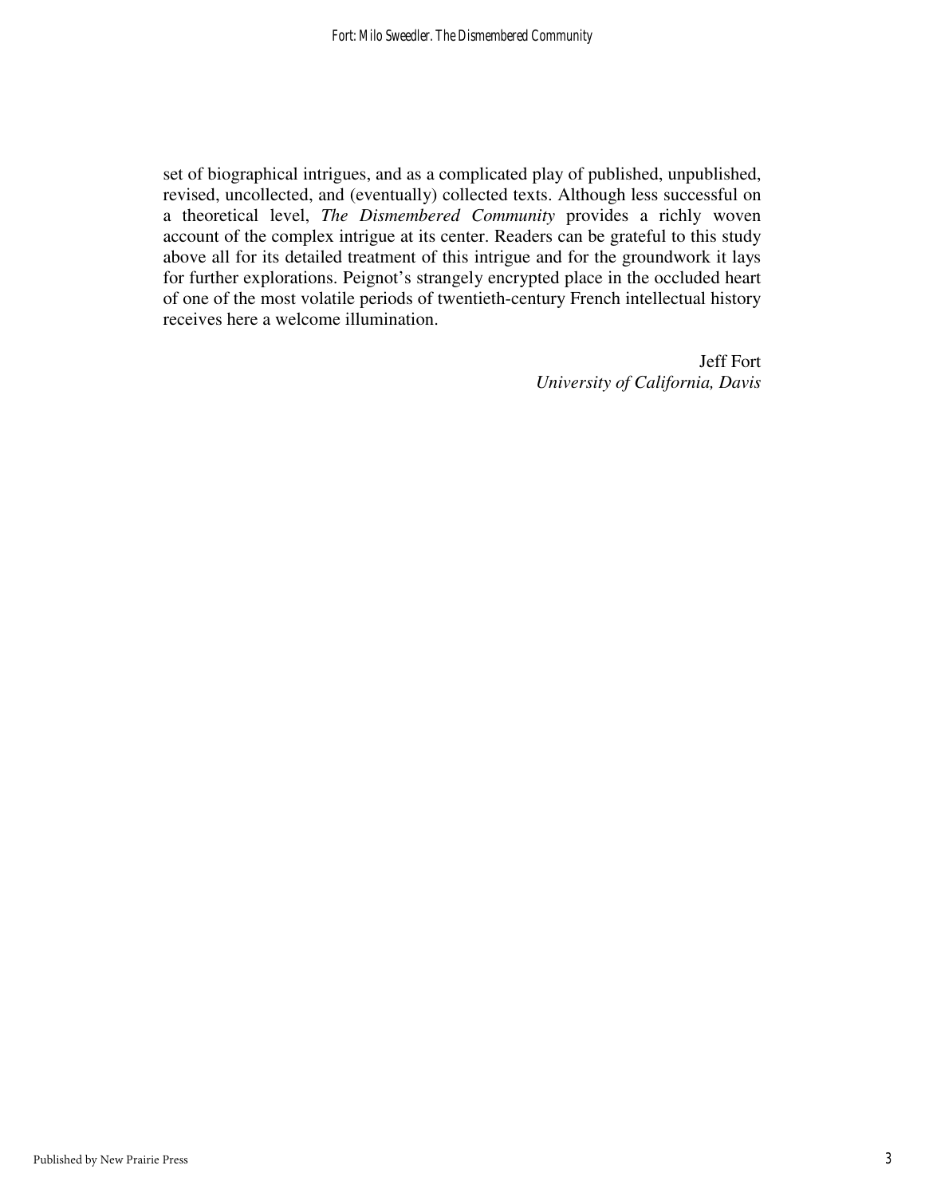set of biographical intrigues, and as a complicated play of published, unpublished, revised, uncollected, and (eventually) collected texts. Although less successful on a theoretical level, *The Dismembered Community* provides a richly woven account of the complex intrigue at its center. Readers can be grateful to this study above all for its detailed treatment of this intrigue and for the groundwork it lays for further explorations. Peignot's strangely encrypted place in the occluded heart of one of the most volatile periods of twentieth-century French intellectual history receives here a welcome illumination.

Jeff Fort
*University of California, Davis*